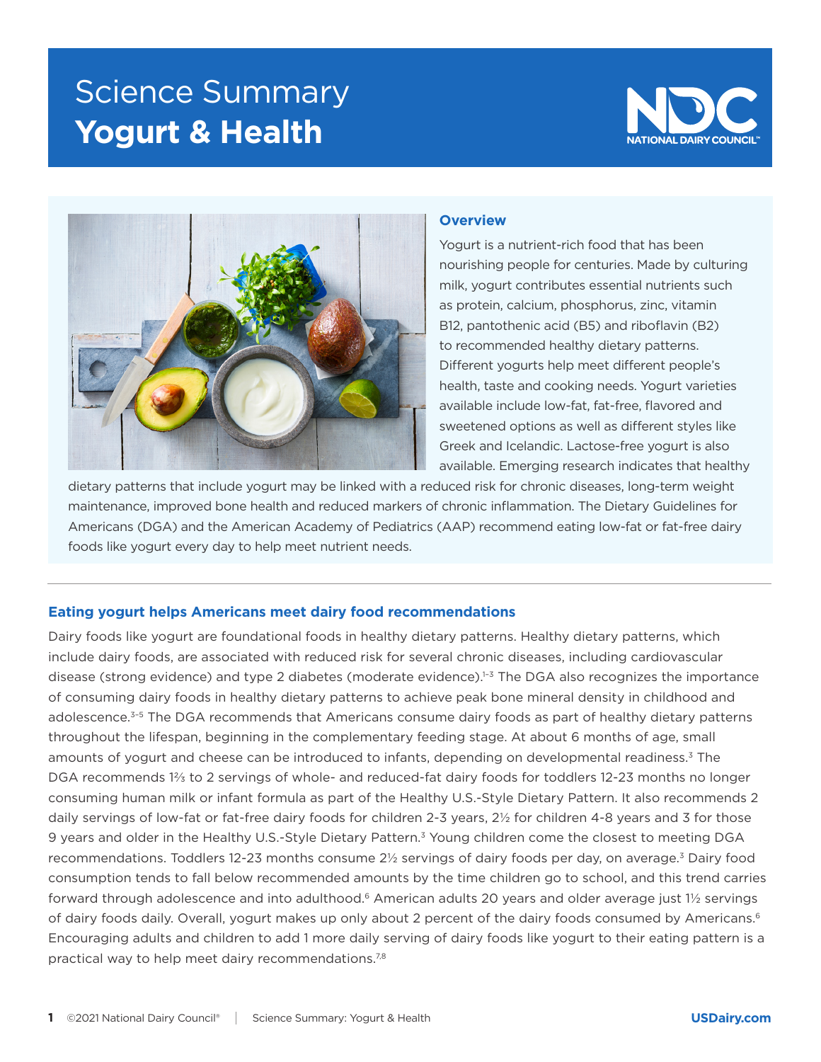# Science Summary
# Yogurt & Health

NATIONAL DAIRY COUNCIL

## Overview

Yogurt is a nutrient-rich food that has been nourishing people for centuries. Made by culturing milk, yogurt contributes essential nutrients such as protein, calcium, phosphorus, zinc, vitamin B12, pantothenic acid (B5) and riboflavin (B2) to recommended healthy dietary patterns. Different yogurts help meet different people's health, taste and cooking needs. Yogurt varieties available include low-fat, fat-free, flavored and sweetened options as well as different styles like Greek and Icelandic. Lactose-free yogurt is also available. Emerging research indicates that healthy dietary patterns that include yogurt may be linked with a reduced risk for chronic diseases, long-term weight maintenance, improved bone health and reduced markers of chronic inflammation. The Dietary Guidelines for Americans (DGA) and the American Academy of Pediatrics (AAP) recommend eating low-fat or fat-free dairy foods like yogurt every day to help meet nutrient needs.

## Eating yogurt helps Americans meet dairy food recommendations

Dairy foods like yogurt are foundational foods in healthy dietary patterns. Healthy dietary patterns, which include dairy foods, are associated with reduced risk for several chronic diseases, including cardiovascular disease (strong evidence) and type 2 diabetes (moderate evidence).[1–3] The DGA also recognizes the importance of consuming dairy foods in healthy dietary patterns to achieve peak bone mineral density in childhood and adolescence.[3–5] The DGA recommends that Americans consume dairy foods as part of healthy dietary patterns throughout the lifespan, beginning in the complementary feeding stage. At about 6 months of age, small amounts of yogurt and cheese can be introduced to infants, depending on developmental readiness.[3] The DGA recommends 1⅔ to 2 servings of whole- and reduced-fat dairy foods for toddlers 12-23 months no longer consuming human milk or infant formula as part of the Healthy U.S.-Style Dietary Pattern. It also recommends 2 daily servings of low-fat or fat-free dairy foods for children 2-3 years, 2½ for children 4-8 years and 3 for those 9 years and older in the Healthy U.S.-Style Dietary Pattern.[3] Young children come the closest to meeting DGA recommendations. Toddlers 12-23 months consume 2½ servings of dairy foods per day, on average.[3] Dairy food consumption tends to fall below recommended amounts by the time children go to school, and this trend carries forward through adolescence and into adulthood.[6] American adults 20 years and older average just 1½ servings of dairy foods daily. Overall, yogurt makes up only about 2 percent of the dairy foods consumed by Americans.[6] Encouraging adults and children to add 1 more daily serving of dairy foods like yogurt to their eating pattern is a practical way to help meet dairy recommendations.[7,8]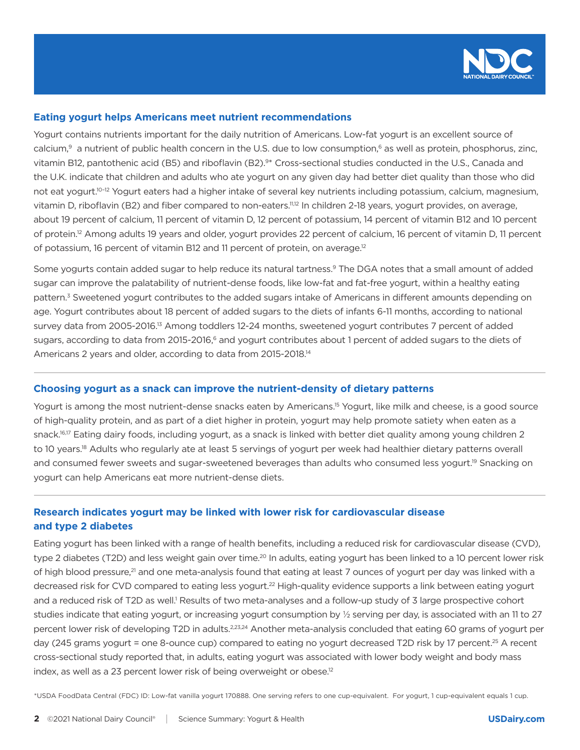## Eating yogurt helps Americans meet nutrient recommendations

Yogurt contains nutrients important for the daily nutrition of Americans. Low-fat yogurt is an excellent source of calcium,[9] a nutrient of public health concern in the U.S. due to low consumption,[6] as well as protein, phosphorus, zinc, vitamin B12, pantothenic acid (B5) and riboflavin (B2).[9]* Cross-sectional studies conducted in the U.S., Canada and the U.K. indicate that children and adults who ate yogurt on any given day had better diet quality than those who did not eat yogurt.[10–12] Yogurt eaters had a higher intake of several key nutrients including potassium, calcium, magnesium, vitamin D, riboflavin (B2) and fiber compared to non-eaters.[11,12] In children 2-18 years, yogurt provides, on average, about 19 percent of calcium, 11 percent of vitamin D, 12 percent of potassium, 14 percent of vitamin B12 and 10 percent of protein.[12] Among adults 19 years and older, yogurt provides 22 percent of calcium, 16 percent of vitamin D, 11 percent of potassium, 16 percent of vitamin B12 and 11 percent of protein, on average.[12]

Some yogurts contain added sugar to help reduce its natural tartness.[9] The DGA notes that a small amount of added sugar can improve the palatability of nutrient-dense foods, like low-fat and fat-free yogurt, within a healthy eating pattern.[3] Sweetened yogurt contributes to the added sugars intake of Americans in different amounts depending on age. Yogurt contributes about 18 percent of added sugars to the diets of infants 6-11 months, according to national survey data from 2005-2016.[13] Among toddlers 12-24 months, sweetened yogurt contributes 7 percent of added sugars, according to data from 2015-2016,[6] and yogurt contributes about 1 percent of added sugars to the diets of Americans 2 years and older, according to data from 2015-2018.[14]

## Choosing yogurt as a snack can improve the nutrient-density of dietary patterns

Yogurt is among the most nutrient-dense snacks eaten by Americans.[15] Yogurt, like milk and cheese, is a good source of high-quality protein, and as part of a diet higher in protein, yogurt may help promote satiety when eaten as a snack.[16,17] Eating dairy foods, including yogurt, as a snack is linked with better diet quality among young children 2 to 10 years.[18] Adults who regularly ate at least 5 servings of yogurt per week had healthier dietary patterns overall and consumed fewer sweets and sugar-sweetened beverages than adults who consumed less yogurt.[19] Snacking on yogurt can help Americans eat more nutrient-dense diets.

## Research indicates yogurt may be linked with lower risk for cardiovascular disease and type 2 diabetes

Eating yogurt has been linked with a range of health benefits, including a reduced risk for cardiovascular disease (CVD), type 2 diabetes (T2D) and less weight gain over time.[20] In adults, eating yogurt has been linked to a 10 percent lower risk of high blood pressure,[21] and one meta-analysis found that eating at least 7 ounces of yogurt per day was linked with a decreased risk for CVD compared to eating less yogurt.[22] High-quality evidence supports a link between eating yogurt and a reduced risk of T2D as well.[1] Results of two meta-analyses and a follow-up study of 3 large prospective cohort studies indicate that eating yogurt, or increasing yogurt consumption by ½ serving per day, is associated with an 11 to 27 percent lower risk of developing T2D in adults.[2,23,24] Another meta-analysis concluded that eating 60 grams of yogurt per day (245 grams yogurt = one 8-ounce cup) compared to eating no yogurt decreased T2D risk by 17 percent.[25] A recent cross-sectional study reported that, in adults, eating yogurt was associated with lower body weight and body mass index, as well as a 23 percent lower risk of being overweight or obese.[12]

*USDA FoodData Central (FDC) ID: Low-fat vanilla yogurt 170888. One serving refers to one cup-equivalent. For yogurt, 1 cup-equivalent equals 1 cup.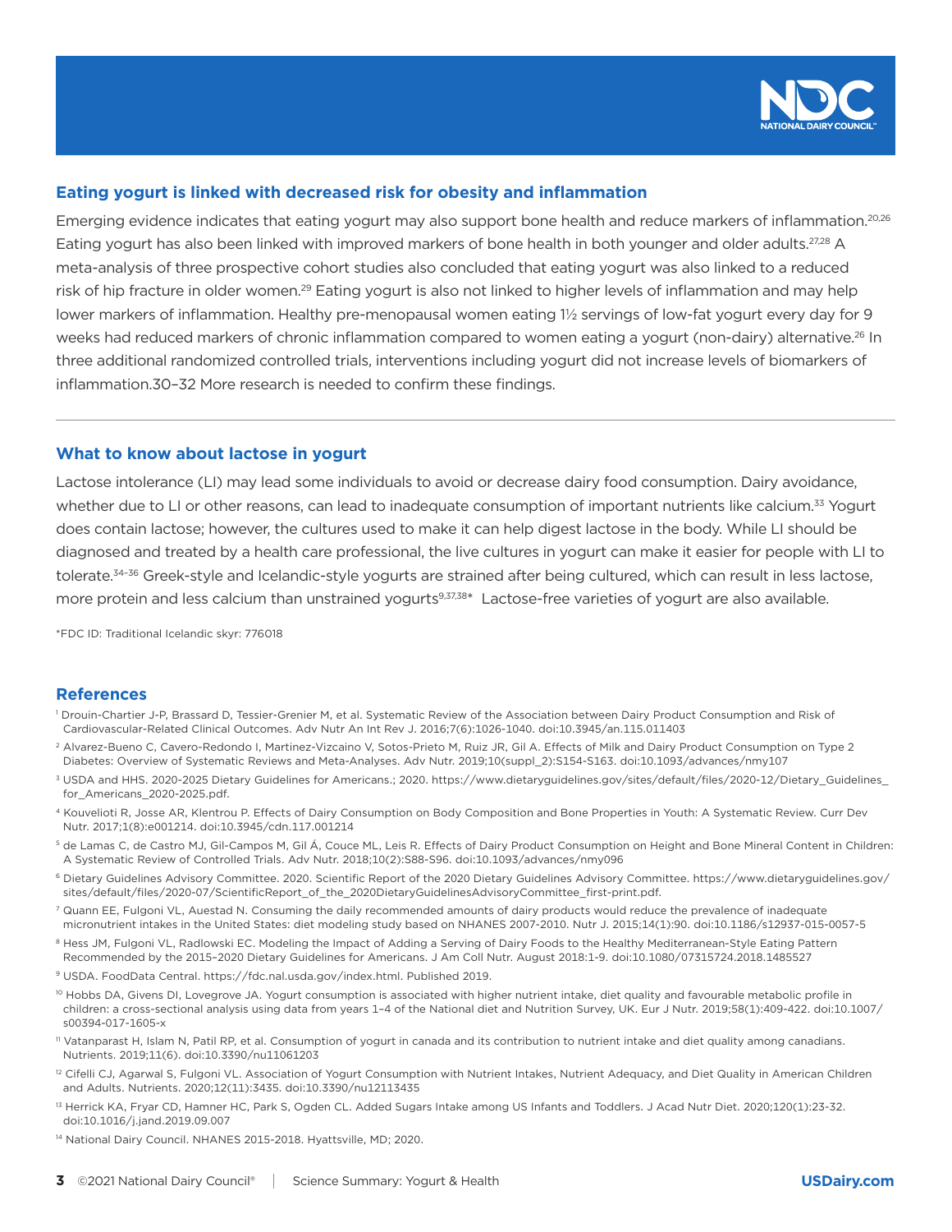## Eating yogurt is linked with decreased risk for obesity and inflammation

Emerging evidence indicates that eating yogurt may also support bone health and reduce markers of inflammation.[20,26] Eating yogurt has also been linked with improved markers of bone health in both younger and older adults.[27,28] A meta-analysis of three prospective cohort studies also concluded that eating yogurt was also linked to a reduced risk of hip fracture in older women.[29] Eating yogurt is also not linked to higher levels of inflammation and may help lower markers of inflammation. Healthy pre-menopausal women eating 1½ servings of low-fat yogurt every day for 9 weeks had reduced markers of chronic inflammation compared to women eating a yogurt (non-dairy) alternative.[26] In three additional randomized controlled trials, interventions including yogurt did not increase levels of biomarkers of inflammation.30–32 More research is needed to confirm these findings.

---

## What to know about lactose in yogurt

Lactose intolerance (LI) may lead some individuals to avoid or decrease dairy food consumption. Dairy avoidance, whether due to LI or other reasons, can lead to inadequate consumption of important nutrients like calcium.[33] Yogurt does contain lactose; however, the cultures used to make it can help digest lactose in the body. While LI should be diagnosed and treated by a health care professional, the live cultures in yogurt can make it easier for people with LI to tolerate.[34–36] Greek-style and Icelandic-style yogurts are strained after being cultured, which can result in less lactose, more protein and less calcium than unstrained yogurts[9,37,38]* Lactose-free varieties of yogurt are also available.

*FDC ID: Traditional Icelandic skyr: 776018

## References

1. Drouin-Chartier J-P, Brassard D, Tessier-Grenier M, et al. Systematic Review of the Association between Dairy Product Consumption and Risk of Cardiovascular-Related Clinical Outcomes. Adv Nutr An Int Rev J. 2016;7(6):1026-1040. doi:10.3945/an.115.011403
2. Alvarez-Bueno C, Cavero-Redondo I, Martinez-Vizcaino V, Sotos-Prieto M, Ruiz JR, Gil A. Effects of Milk and Dairy Product Consumption on Type 2 Diabetes: Overview of Systematic Reviews and Meta-Analyses. Adv Nutr. 2019;10(suppl_2):S154-S163. doi:10.1093/advances/nmy107
3. USDA and HHS. 2020-2025 Dietary Guidelines for Americans.; 2020. https://www.dietaryguidelines.gov/sites/default/files/2020-12/Dietary_Guidelines_for_Americans_2020-2025.pdf.
4. Kouvelioti R, Josse AR, Klentrou P. Effects of Dairy Consumption on Body Composition and Bone Properties in Youth: A Systematic Review. Curr Dev Nutr. 2017;1(8):e001214. doi:10.3945/cdn.117.001214
5. de Lamas C, de Castro MJ, Gil-Campos M, Gil Á, Couce ML, Leis R. Effects of Dairy Product Consumption on Height and Bone Mineral Content in Children: A Systematic Review of Controlled Trials. Adv Nutr. 2018;10(2):S88-S96. doi:10.1093/advances/nmy096
6. Dietary Guidelines Advisory Committee. 2020. Scientific Report of the 2020 Dietary Guidelines Advisory Committee. https://www.dietaryguidelines.gov/sites/default/files/2020-07/ScientificReport_of_the_2020DietaryGuidelinesAdvisoryCommittee_first-print.pdf.
7. Quann EE, Fulgoni VL, Auestad N. Consuming the daily recommended amounts of dairy products would reduce the prevalence of inadequate micronutrient intakes in the United States: diet modeling study based on NHANES 2007-2010. Nutr J. 2015;14(1):90. doi:10.1186/s12937-015-0057-5
8. Hess JM, Fulgoni VL, Radlowski EC. Modeling the Impact of Adding a Serving of Dairy Foods to the Healthy Mediterranean-Style Eating Pattern Recommended by the 2015–2020 Dietary Guidelines for Americans. J Am Coll Nutr. August 2018:1-9. doi:10.1080/07315724.2018.1485527
9. USDA. FoodData Central. https://fdc.nal.usda.gov/index.html. Published 2019.
10. Hobbs DA, Givens DI, Lovegrove JA. Yogurt consumption is associated with higher nutrient intake, diet quality and favourable metabolic profile in children: a cross-sectional analysis using data from years 1–4 of the National diet and Nutrition Survey, UK. Eur J Nutr. 2019;58(1):409-422. doi:10.1007/s00394-017-1605-x
11. Vatanparast H, Islam N, Patil RP, et al. Consumption of yogurt in canada and its contribution to nutrient intake and diet quality among canadians. Nutrients. 2019;11(6). doi:10.3390/nu11061203
12. Cifelli CJ, Agarwal S, Fulgoni VL. Association of Yogurt Consumption with Nutrient Intakes, Nutrient Adequacy, and Diet Quality in American Children and Adults. Nutrients. 2020;12(11):3435. doi:10.3390/nu12113435
13. Herrick KA, Fryar CD, Hamner HC, Park S, Ogden CL. Added Sugars Intake among US Infants and Toddlers. J Acad Nutr Diet. 2020;120(1):23-32. doi:10.1016/j.jand.2019.09.007
14. National Dairy Council. NHANES 2015-2018. Hyattsville, MD; 2020.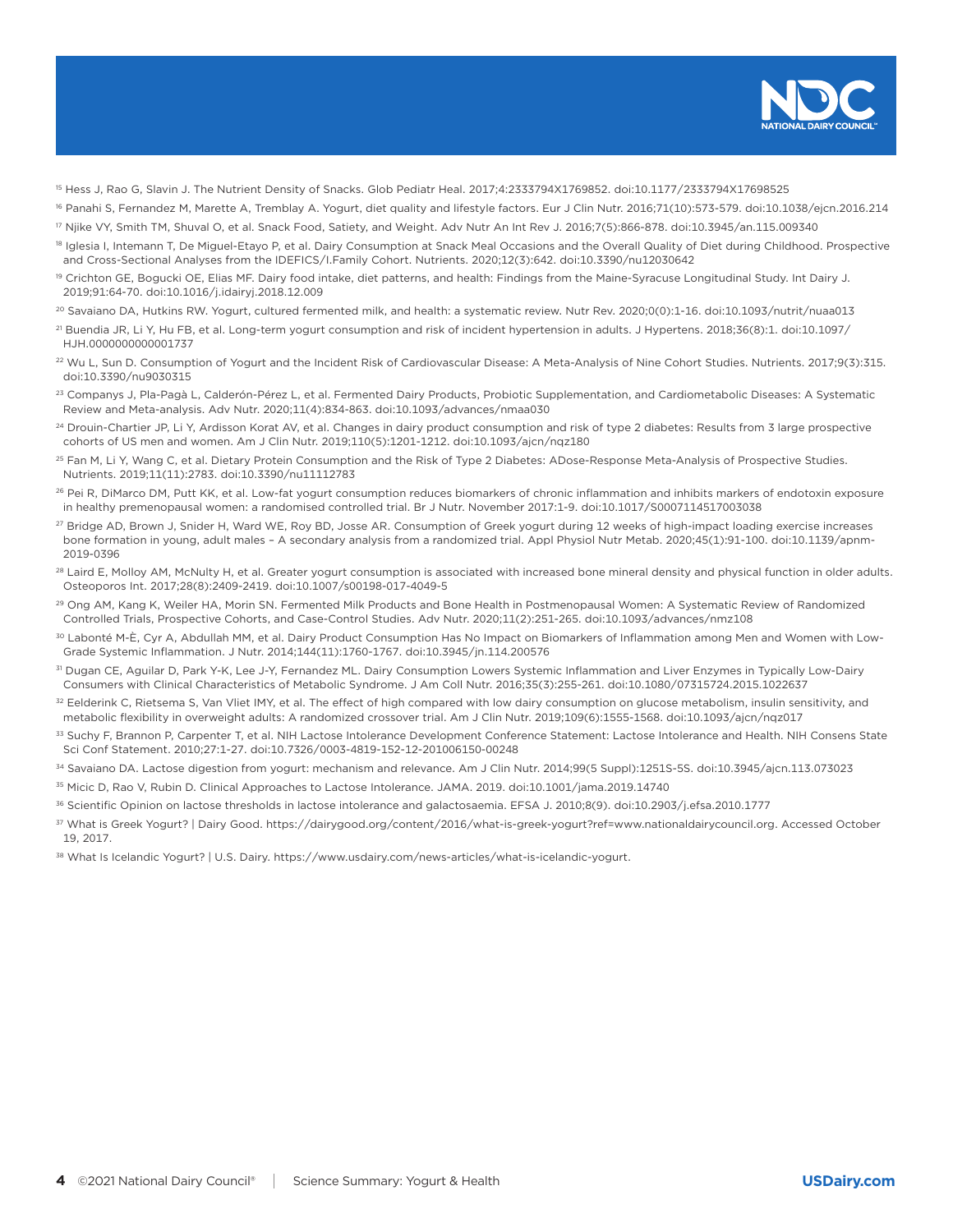[15] Hess J, Rao G, Slavin J. The Nutrient Density of Snacks. Glob Pediatr Heal. 2017;4:2333794X1769852. doi:10.1177/2333794X17698525

[16] Panahi S, Fernandez M, Marette A, Tremblay A. Yogurt, diet quality and lifestyle factors. Eur J Clin Nutr. 2016;71(10):573-579. doi:10.1038/ejcn.2016.214

[17] Njike VY, Smith TM, Shuval O, et al. Snack Food, Satiety, and Weight. Adv Nutr An Int Rev J. 2016;7(5):866-878. doi:10.3945/an.115.009340

[18] Iglesia I, Intemann T, De Miguel-Etayo P, et al. Dairy Consumption at Snack Meal Occasions and the Overall Quality of Diet during Childhood. Prospective and Cross-Sectional Analyses from the IDEFICS/I.Family Cohort. Nutrients. 2020;12(3):642. doi:10.3390/nu12030642

[19] Crichton GE, Bogucki OE, Elias MF. Dairy food intake, diet patterns, and health: Findings from the Maine-Syracuse Longitudinal Study. Int Dairy J. 2019;91:64-70. doi:10.1016/j.idairyj.2018.12.009

[20] Savaiano DA, Hutkins RW. Yogurt, cultured fermented milk, and health: a systematic review. Nutr Rev. 2020;0(0):1-16. doi:10.1093/nutrit/nuaa013

[21] Buendia JR, Li Y, Hu FB, et al. Long-term yogurt consumption and risk of incident hypertension in adults. J Hypertens. 2018;36(8):1. doi:10.1097/HJH.0000000000001737

[22] Wu L, Sun D. Consumption of Yogurt and the Incident Risk of Cardiovascular Disease: A Meta-Analysis of Nine Cohort Studies. Nutrients. 2017;9(3):315. doi:10.3390/nu9030315

[23] Companys J, Pla-Pagà L, Calderón-Pérez L, et al. Fermented Dairy Products, Probiotic Supplementation, and Cardiometabolic Diseases: A Systematic Review and Meta-analysis. Adv Nutr. 2020;11(4):834-863. doi:10.1093/advances/nmaa030

[24] Drouin-Chartier JP, Li Y, Ardisson Korat AV, et al. Changes in dairy product consumption and risk of type 2 diabetes: Results from 3 large prospective cohorts of US men and women. Am J Clin Nutr. 2019;110(5):1201-1212. doi:10.1093/ajcn/nqz180

[25] Fan M, Li Y, Wang C, et al. Dietary Protein Consumption and the Risk of Type 2 Diabetes: ADose-Response Meta-Analysis of Prospective Studies. Nutrients. 2019;11(11):2783. doi:10.3390/nu11112783

[26] Pei R, DiMarco DM, Putt KK, et al. Low-fat yogurt consumption reduces biomarkers of chronic inflammation and inhibits markers of endotoxin exposure in healthy premenopausal women: a randomised controlled trial. Br J Nutr. November 2017:1-9. doi:10.1017/S0007114517003038

[27] Bridge AD, Brown J, Snider H, Ward WE, Roy BD, Josse AR. Consumption of Greek yogurt during 12 weeks of high-impact loading exercise increases bone formation in young, adult males – A secondary analysis from a randomized trial. Appl Physiol Nutr Metab. 2020;45(1):91-100. doi:10.1139/apnm-2019-0396

[28] Laird E, Molloy AM, McNulty H, et al. Greater yogurt consumption is associated with increased bone mineral density and physical function in older adults. Osteoporos Int. 2017;28(8):2409-2419. doi:10.1007/s00198-017-4049-5

[29] Ong AM, Kang K, Weiler HA, Morin SN. Fermented Milk Products and Bone Health in Postmenopausal Women: A Systematic Review of Randomized Controlled Trials, Prospective Cohorts, and Case-Control Studies. Adv Nutr. 2020;11(2):251-265. doi:10.1093/advances/nmz108

[30] Labonté M-È, Cyr A, Abdullah MM, et al. Dairy Product Consumption Has No Impact on Biomarkers of Inflammation among Men and Women with Low-Grade Systemic Inflammation. J Nutr. 2014;144(11):1760-1767. doi:10.3945/jn.114.200576

[31] Dugan CE, Aguilar D, Park Y-K, Lee J-Y, Fernandez ML. Dairy Consumption Lowers Systemic Inflammation and Liver Enzymes in Typically Low-Dairy Consumers with Clinical Characteristics of Metabolic Syndrome. J Am Coll Nutr. 2016;35(3):255-261. doi:10.1080/07315724.2015.1022637

[32] Eelderink C, Rietsema S, Van Vliet IMY, et al. The effect of high compared with low dairy consumption on glucose metabolism, insulin sensitivity, and metabolic flexibility in overweight adults: A randomized crossover trial. Am J Clin Nutr. 2019;109(6):1555-1568. doi:10.1093/ajcn/nqz017

[33] Suchy F, Brannon P, Carpenter T, et al. NIH Lactose Intolerance Development Conference Statement: Lactose Intolerance and Health. NIH Consens State Sci Conf Statement. 2010;27:1-27. doi:10.7326/0003-4819-152-12-201006150-00248

[34] Savaiano DA. Lactose digestion from yogurt: mechanism and relevance. Am J Clin Nutr. 2014;99(5 Suppl):1251S-5S. doi:10.3945/ajcn.113.073023

[35] Micic D, Rao V, Rubin D. Clinical Approaches to Lactose Intolerance. JAMA. 2019. doi:10.1001/jama.2019.14740

[36] Scientific Opinion on lactose thresholds in lactose intolerance and galactosaemia. EFSA J. 2010;8(9). doi:10.2903/j.efsa.2010.1777

[37] What is Greek Yogurt? | Dairy Good. https://dairygood.org/content/2016/what-is-greek-yogurt?ref=www.nationaldairycouncil.org. Accessed October 19, 2017.

[38] What Is Icelandic Yogurt? | U.S. Dairy. https://www.usdairy.com/news-articles/what-is-icelandic-yogurt.